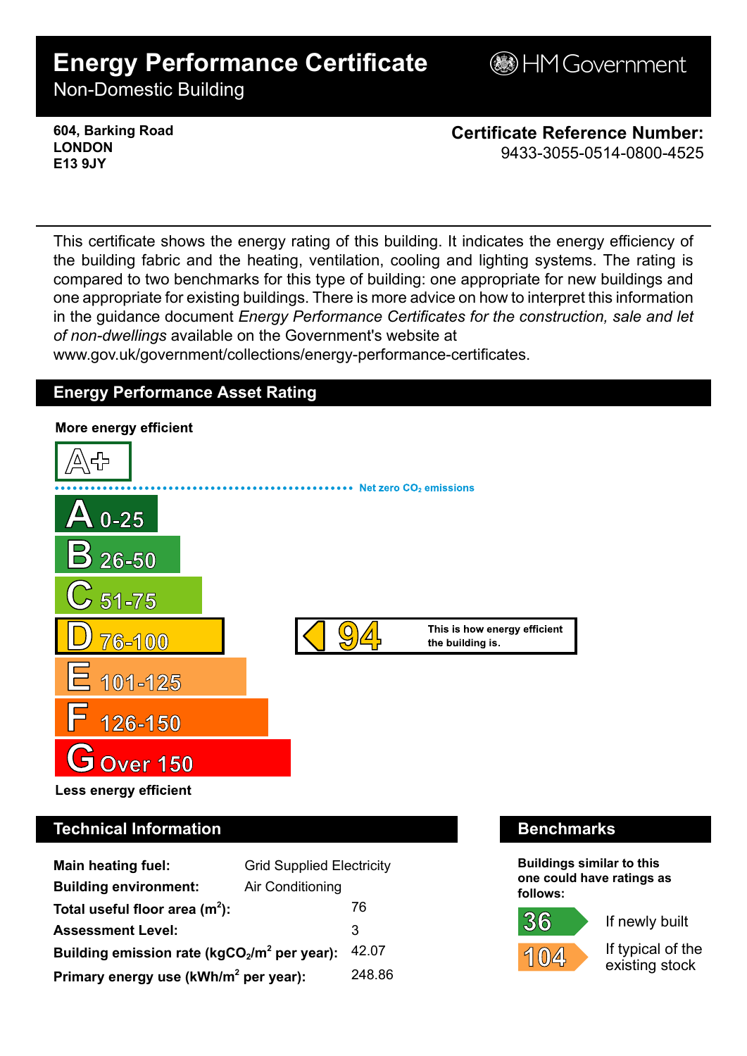# Energy Performance Certificate

Non-Domestic Building

HM Government

**604, Barking Road**
**LONDON**
**E13 9JY**

**Certificate Reference Number:**
9433-3055-0514-0800-4525

This certificate shows the energy rating of this building. It indicates the energy efficiency of the building fabric and the heating, ventilation, cooling and lighting systems. The rating is compared to two benchmarks for this type of building: one appropriate for new buildings and one appropriate for existing buildings. There is more advice on how to interpret this information in the guidance document *Energy Performance Certificates for the construction, sale and let of non-dwellings* available on the Government's website at www.gov.uk/government/collections/energy-performance-certificates.

## Energy Performance Asset Rating

**More energy efficient**

A+

Net zero $CO_2$ emissions

- A 0-25
- B 26-50
- C 51-75
- D 76-100
- E 101-125
- F 126-150
- G Over 150

**94** — This is how energy efficient the building is.

**Less energy efficient**

## Technical Information

| | |
|---|---|
| **Main heating fuel:** | Grid Supplied Electricity |
| **Building environment:** | Air Conditioning |
| **Total useful floor area ($m^2$):** | 76 |
| **Assessment Level:** | 3 |
| **Building emission rate ($kgCO_2/m^2$ per year):** | 42.07 |
| **Primary energy use ($kWh/m^2$ per year):** | 248.86 |

## Benchmarks

**Buildings similar to this one could have ratings as follows:**

- **36** If newly built
- **104** If typical of the existing stock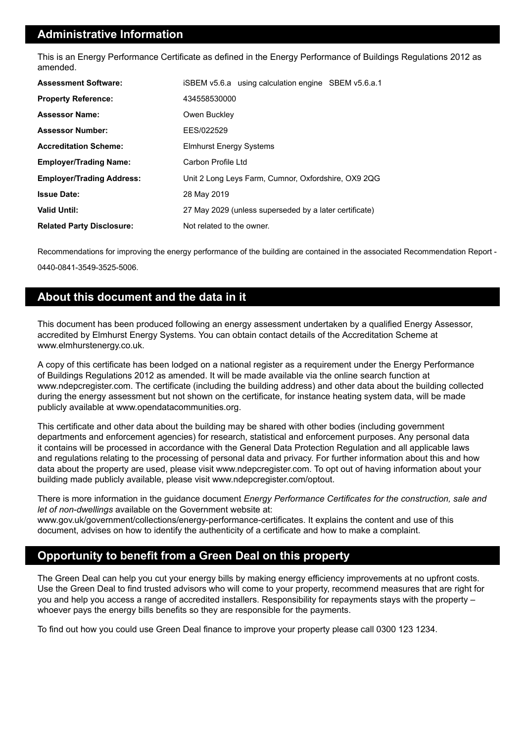## Administrative Information

This is an Energy Performance Certificate as defined in the Energy Performance of Buildings Regulations 2012 as amended.

| | |
|---|---|
| **Assessment Software:** | iSBEM v5.6.a using calculation engine SBEM v5.6.a.1 |
| **Property Reference:** | 434558530000 |
| **Assessor Name:** | Owen Buckley |
| **Assessor Number:** | EES/022529 |
| **Accreditation Scheme:** | Elmhurst Energy Systems |
| **Employer/Trading Name:** | Carbon Profile Ltd |
| **Employer/Trading Address:** | Unit 2 Long Leys Farm, Cumnor, Oxfordshire, OX9 2QG |
| **Issue Date:** | 28 May 2019 |
| **Valid Until:** | 27 May 2029 (unless superseded by a later certificate) |
| **Related Party Disclosure:** | Not related to the owner. |

Recommendations for improving the energy performance of the building are contained in the associated Recommendation Report - 0440-0841-3549-3525-5006.

## About this document and the data in it

This document has been produced following an energy assessment undertaken by a qualified Energy Assessor, accredited by Elmhurst Energy Systems. You can obtain contact details of the Accreditation Scheme at www.elmhurstenergy.co.uk.

A copy of this certificate has been lodged on a national register as a requirement under the Energy Performance of Buildings Regulations 2012 as amended. It will be made available via the online search function at www.ndepcregister.com. The certificate (including the building address) and other data about the building collected during the energy assessment but not shown on the certificate, for instance heating system data, will be made publicly available at www.opendatacommunities.org.

This certificate and other data about the building may be shared with other bodies (including government departments and enforcement agencies) for research, statistical and enforcement purposes. Any personal data it contains will be processed in accordance with the General Data Protection Regulation and all applicable laws and regulations relating to the processing of personal data and privacy. For further information about this and how data about the property are used, please visit www.ndepcregister.com. To opt out of having information about your building made publicly available, please visit www.ndepcregister.com/optout.

There is more information in the guidance document *Energy Performance Certificates for the construction, sale and let of non-dwellings* available on the Government website at:
www.gov.uk/government/collections/energy-performance-certificates. It explains the content and use of this document, advises on how to identify the authenticity of a certificate and how to make a complaint.

## Opportunity to benefit from a Green Deal on this property

The Green Deal can help you cut your energy bills by making energy efficiency improvements at no upfront costs. Use the Green Deal to find trusted advisors who will come to your property, recommend measures that are right for you and help you access a range of accredited installers. Responsibility for repayments stays with the property – whoever pays the energy bills benefits so they are responsible for the payments.

To find out how you could use Green Deal finance to improve your property please call 0300 123 1234.